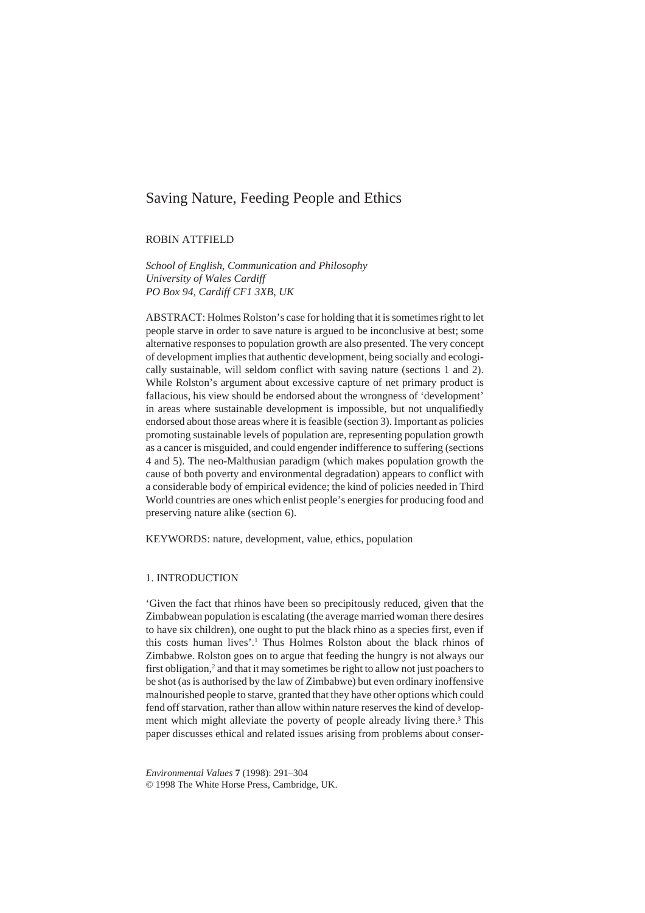# Saving Nature, Feeding People and Ethics

ROBIN ATTFIELD

*School of English, Communication and Philosophy*
*University of Wales Cardiff*
*PO Box 94, Cardiff CF1 3XB, UK*

ABSTRACT: Holmes Rolston's case for holding that it is sometimes right to let people starve in order to save nature is argued to be inconclusive at best; some alternative responses to population growth are also presented. The very concept of development implies that authentic development, being socially and ecologically sustainable, will seldom conflict with saving nature (sections 1 and 2). While Rolston's argument about excessive capture of net primary product is fallacious, his view should be endorsed about the wrongness of 'development' in areas where sustainable development is impossible, but not unqualifiedly endorsed about those areas where it is feasible (section 3). Important as policies promoting sustainable levels of population are, representing population growth as a cancer is misguided, and could engender indifference to suffering (sections 4 and 5). The neo-Malthusian paradigm (which makes population growth the cause of both poverty and environmental degradation) appears to conflict with a considerable body of empirical evidence; the kind of policies needed in Third World countries are ones which enlist people's energies for producing food and preserving nature alike (section 6).

KEYWORDS: nature, development, value, ethics, population

## 1. INTRODUCTION

'Given the fact that rhinos have been so precipitously reduced, given that the Zimbabwean population is escalating (the average married woman there desires to have six children), one ought to put the black rhino as a species first, even if this costs human lives'.[1] Thus Holmes Rolston about the black rhinos of Zimbabwe. Rolston goes on to argue that feeding the hungry is not always our first obligation,[2] and that it may sometimes be right to allow not just poachers to be shot (as is authorised by the law of Zimbabwe) but even ordinary inoffensive malnourished people to starve, granted that they have other options which could fend off starvation, rather than allow within nature reserves the kind of development which might alleviate the poverty of people already living there.[3] This paper discusses ethical and related issues arising from problems about conser-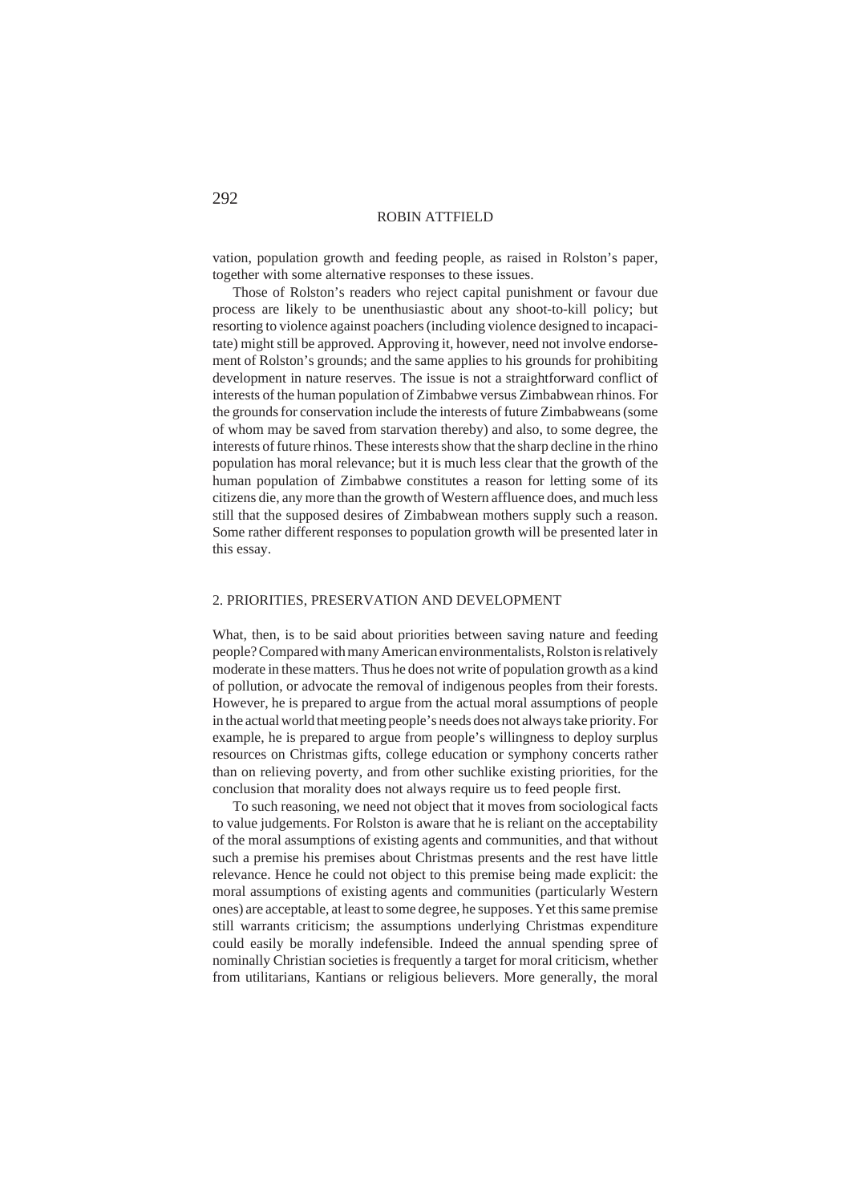vation, population growth and feeding people, as raised in Rolston's paper, together with some alternative responses to these issues.

Those of Rolston's readers who reject capital punishment or favour due process are likely to be unenthusiastic about any shoot-to-kill policy; but resorting to violence against poachers (including violence designed to incapacitate) might still be approved. Approving it, however, need not involve endorsement of Rolston's grounds; and the same applies to his grounds for prohibiting development in nature reserves. The issue is not a straightforward conflict of interests of the human population of Zimbabwe versus Zimbabwean rhinos. For the grounds for conservation include the interests of future Zimbabweans (some of whom may be saved from starvation thereby) and also, to some degree, the interests of future rhinos. These interests show that the sharp decline in the rhino population has moral relevance; but it is much less clear that the growth of the human population of Zimbabwe constitutes a reason for letting some of its citizens die, any more than the growth of Western affluence does, and much less still that the supposed desires of Zimbabwean mothers supply such a reason. Some rather different responses to population growth will be presented later in this essay.

## 2. PRIORITIES, PRESERVATION AND DEVELOPMENT

What, then, is to be said about priorities between saving nature and feeding people? Compared with many American environmentalists, Rolston is relatively moderate in these matters. Thus he does not write of population growth as a kind of pollution, or advocate the removal of indigenous peoples from their forests. However, he is prepared to argue from the actual moral assumptions of people in the actual world that meeting people's needs does not always take priority. For example, he is prepared to argue from people's willingness to deploy surplus resources on Christmas gifts, college education or symphony concerts rather than on relieving poverty, and from other suchlike existing priorities, for the conclusion that morality does not always require us to feed people first.

To such reasoning, we need not object that it moves from sociological facts to value judgements. For Rolston is aware that he is reliant on the acceptability of the moral assumptions of existing agents and communities, and that without such a premise his premises about Christmas presents and the rest have little relevance. Hence he could not object to this premise being made explicit: the moral assumptions of existing agents and communities (particularly Western ones) are acceptable, at least to some degree, he supposes. Yet this same premise still warrants criticism; the assumptions underlying Christmas expenditure could easily be morally indefensible. Indeed the annual spending spree of nominally Christian societies is frequently a target for moral criticism, whether from utilitarians, Kantians or religious believers. More generally, the moral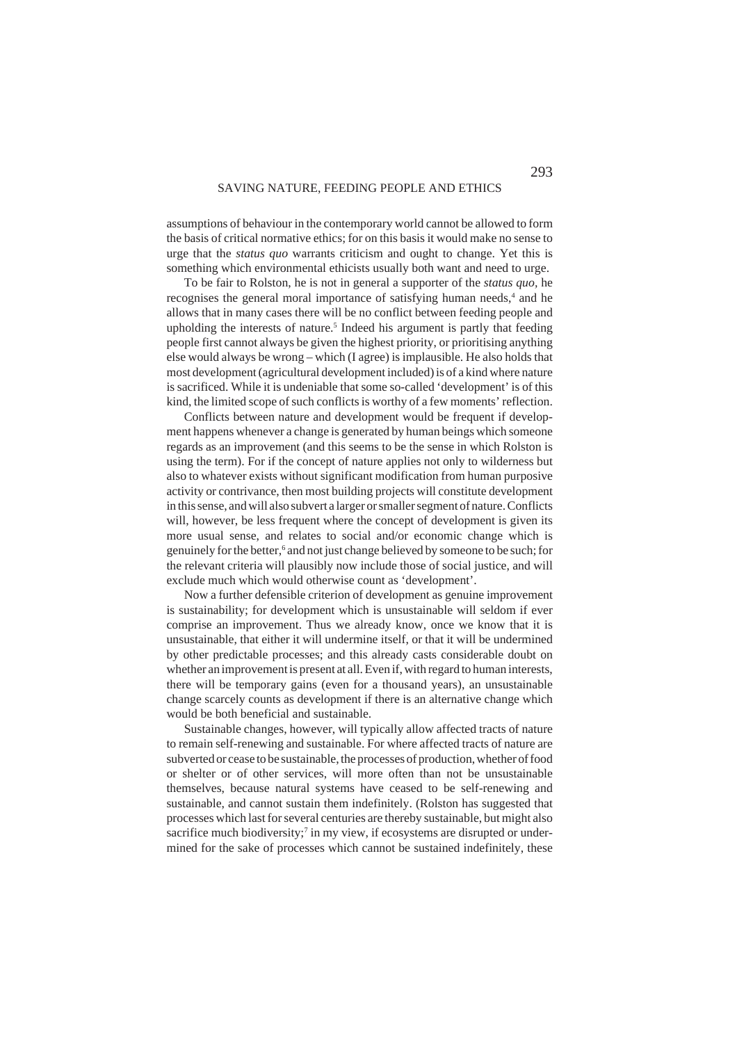assumptions of behaviour in the contemporary world cannot be allowed to form the basis of critical normative ethics; for on this basis it would make no sense to urge that the *status quo* warrants criticism and ought to change. Yet this is something which environmental ethicists usually both want and need to urge.

To be fair to Rolston, he is not in general a supporter of the *status quo*, he recognises the general moral importance of satisfying human needs,[4] and he allows that in many cases there will be no conflict between feeding people and upholding the interests of nature.[5] Indeed his argument is partly that feeding people first cannot always be given the highest priority, or prioritising anything else would always be wrong – which (I agree) is implausible. He also holds that most development (agricultural development included) is of a kind where nature is sacrificed. While it is undeniable that some so-called 'development' is of this kind, the limited scope of such conflicts is worthy of a few moments' reflection.

Conflicts between nature and development would be frequent if development happens whenever a change is generated by human beings which someone regards as an improvement (and this seems to be the sense in which Rolston is using the term). For if the concept of nature applies not only to wilderness but also to whatever exists without significant modification from human purposive activity or contrivance, then most building projects will constitute development in this sense, and will also subvert a larger or smaller segment of nature. Conflicts will, however, be less frequent where the concept of development is given its more usual sense, and relates to social and/or economic change which is genuinely for the better,[6] and not just change believed by someone to be such; for the relevant criteria will plausibly now include those of social justice, and will exclude much which would otherwise count as 'development'.

Now a further defensible criterion of development as genuine improvement is sustainability; for development which is unsustainable will seldom if ever comprise an improvement. Thus we already know, once we know that it is unsustainable, that either it will undermine itself, or that it will be undermined by other predictable processes; and this already casts considerable doubt on whether an improvement is present at all. Even if, with regard to human interests, there will be temporary gains (even for a thousand years), an unsustainable change scarcely counts as development if there is an alternative change which would be both beneficial and sustainable.

Sustainable changes, however, will typically allow affected tracts of nature to remain self-renewing and sustainable. For where affected tracts of nature are subverted or cease to be sustainable, the processes of production, whether of food or shelter or of other services, will more often than not be unsustainable themselves, because natural systems have ceased to be self-renewing and sustainable, and cannot sustain them indefinitely. (Rolston has suggested that processes which last for several centuries are thereby sustainable, but might also sacrifice much biodiversity;[7] in my view, if ecosystems are disrupted or undermined for the sake of processes which cannot be sustained indefinitely, these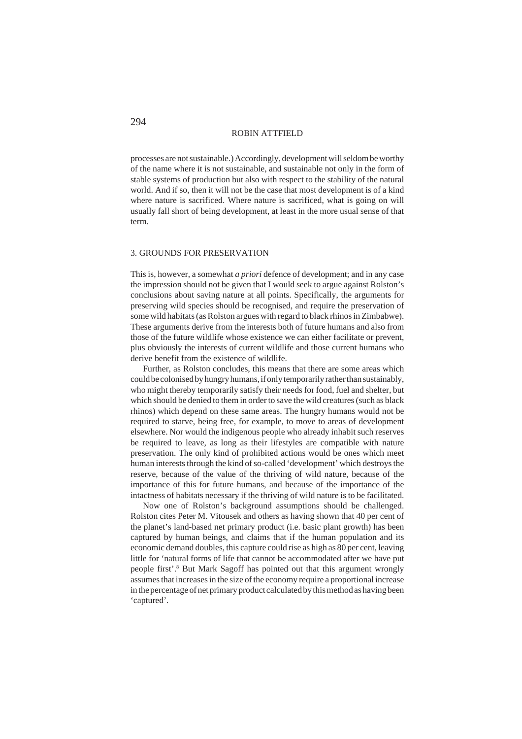processes are not sustainable.) Accordingly, development will seldom be worthy of the name where it is not sustainable, and sustainable not only in the form of stable systems of production but also with respect to the stability of the natural world. And if so, then it will not be the case that most development is of a kind where nature is sacrificed. Where nature is sacrificed, what is going on will usually fall short of being development, at least in the more usual sense of that term.

## 3. GROUNDS FOR PRESERVATION

This is, however, a somewhat *a priori* defence of development; and in any case the impression should not be given that I would seek to argue against Rolston's conclusions about saving nature at all points. Specifically, the arguments for preserving wild species should be recognised, and require the preservation of some wild habitats (as Rolston argues with regard to black rhinos in Zimbabwe). These arguments derive from the interests both of future humans and also from those of the future wildlife whose existence we can either facilitate or prevent, plus obviously the interests of current wildlife and those current humans who derive benefit from the existence of wildlife.

Further, as Rolston concludes, this means that there are some areas which could be colonised by hungry humans, if only temporarily rather than sustainably, who might thereby temporarily satisfy their needs for food, fuel and shelter, but which should be denied to them in order to save the wild creatures (such as black rhinos) which depend on these same areas. The hungry humans would not be required to starve, being free, for example, to move to areas of development elsewhere. Nor would the indigenous people who already inhabit such reserves be required to leave, as long as their lifestyles are compatible with nature preservation. The only kind of prohibited actions would be ones which meet human interests through the kind of so-called 'development' which destroys the reserve, because of the value of the thriving of wild nature, because of the importance of this for future humans, and because of the importance of the intactness of habitats necessary if the thriving of wild nature is to be facilitated.

Now one of Rolston's background assumptions should be challenged. Rolston cites Peter M. Vitousek and others as having shown that 40 per cent of the planet's land-based net primary product (i.e. basic plant growth) has been captured by human beings, and claims that if the human population and its economic demand doubles, this capture could rise as high as 80 per cent, leaving little for 'natural forms of life that cannot be accommodated after we have put people first'.[8] But Mark Sagoff has pointed out that this argument wrongly assumes that increases in the size of the economy require a proportional increase in the percentage of net primary product calculated by this method as having been 'captured'.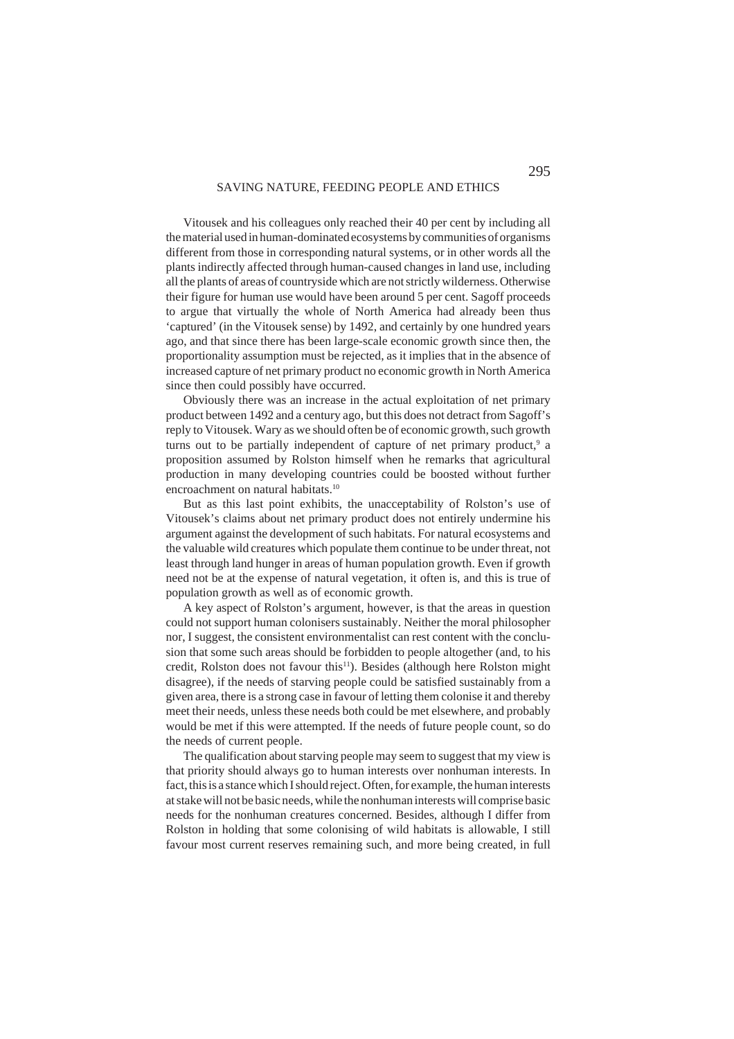Vitousek and his colleagues only reached their 40 per cent by including all the material used in human-dominated ecosystems by communities of organisms different from those in corresponding natural systems, or in other words all the plants indirectly affected through human-caused changes in land use, including all the plants of areas of countryside which are not strictly wilderness. Otherwise their figure for human use would have been around 5 per cent. Sagoff proceeds to argue that virtually the whole of North America had already been thus 'captured' (in the Vitousek sense) by 1492, and certainly by one hundred years ago, and that since there has been large-scale economic growth since then, the proportionality assumption must be rejected, as it implies that in the absence of increased capture of net primary product no economic growth in North America since then could possibly have occurred.

Obviously there was an increase in the actual exploitation of net primary product between 1492 and a century ago, but this does not detract from Sagoff's reply to Vitousek. Wary as we should often be of economic growth, such growth turns out to be partially independent of capture of net primary product,[9] a proposition assumed by Rolston himself when he remarks that agricultural production in many developing countries could be boosted without further encroachment on natural habitats.[10]

But as this last point exhibits, the unacceptability of Rolston's use of Vitousek's claims about net primary product does not entirely undermine his argument against the development of such habitats. For natural ecosystems and the valuable wild creatures which populate them continue to be under threat, not least through land hunger in areas of human population growth. Even if growth need not be at the expense of natural vegetation, it often is, and this is true of population growth as well as of economic growth.

A key aspect of Rolston's argument, however, is that the areas in question could not support human colonisers sustainably. Neither the moral philosopher nor, I suggest, the consistent environmentalist can rest content with the conclusion that some such areas should be forbidden to people altogether (and, to his credit, Rolston does not favour this[11]). Besides (although here Rolston might disagree), if the needs of starving people could be satisfied sustainably from a given area, there is a strong case in favour of letting them colonise it and thereby meet their needs, unless these needs both could be met elsewhere, and probably would be met if this were attempted. If the needs of future people count, so do the needs of current people.

The qualification about starving people may seem to suggest that my view is that priority should always go to human interests over nonhuman interests. In fact, this is a stance which I should reject. Often, for example, the human interests at stake will not be basic needs, while the nonhuman interests will comprise basic needs for the nonhuman creatures concerned. Besides, although I differ from Rolston in holding that some colonising of wild habitats is allowable, I still favour most current reserves remaining such, and more being created, in full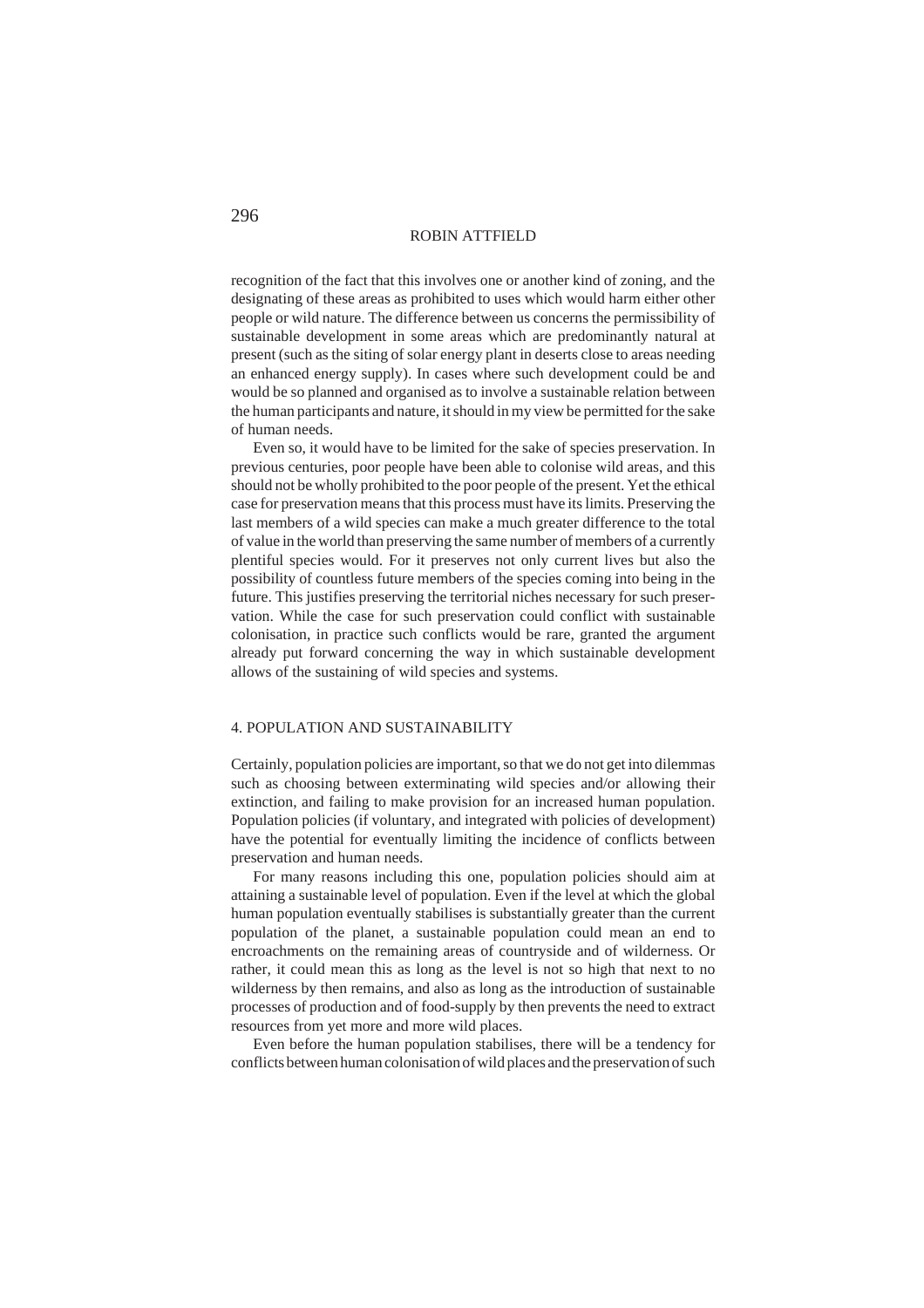recognition of the fact that this involves one or another kind of zoning, and the designating of these areas as prohibited to uses which would harm either other people or wild nature. The difference between us concerns the permissibility of sustainable development in some areas which are predominantly natural at present (such as the siting of solar energy plant in deserts close to areas needing an enhanced energy supply). In cases where such development could be and would be so planned and organised as to involve a sustainable relation between the human participants and nature, it should in my view be permitted for the sake of human needs.

Even so, it would have to be limited for the sake of species preservation. In previous centuries, poor people have been able to colonise wild areas, and this should not be wholly prohibited to the poor people of the present. Yet the ethical case for preservation means that this process must have its limits. Preserving the last members of a wild species can make a much greater difference to the total of value in the world than preserving the same number of members of a currently plentiful species would. For it preserves not only current lives but also the possibility of countless future members of the species coming into being in the future. This justifies preserving the territorial niches necessary for such preservation. While the case for such preservation could conflict with sustainable colonisation, in practice such conflicts would be rare, granted the argument already put forward concerning the way in which sustainable development allows of the sustaining of wild species and systems.

## 4. POPULATION AND SUSTAINABILITY

Certainly, population policies are important, so that we do not get into dilemmas such as choosing between exterminating wild species and/or allowing their extinction, and failing to make provision for an increased human population. Population policies (if voluntary, and integrated with policies of development) have the potential for eventually limiting the incidence of conflicts between preservation and human needs.

For many reasons including this one, population policies should aim at attaining a sustainable level of population. Even if the level at which the global human population eventually stabilises is substantially greater than the current population of the planet, a sustainable population could mean an end to encroachments on the remaining areas of countryside and of wilderness. Or rather, it could mean this as long as the level is not so high that next to no wilderness by then remains, and also as long as the introduction of sustainable processes of production and of food-supply by then prevents the need to extract resources from yet more and more wild places.

Even before the human population stabilises, there will be a tendency for conflicts between human colonisation of wild places and the preservation of such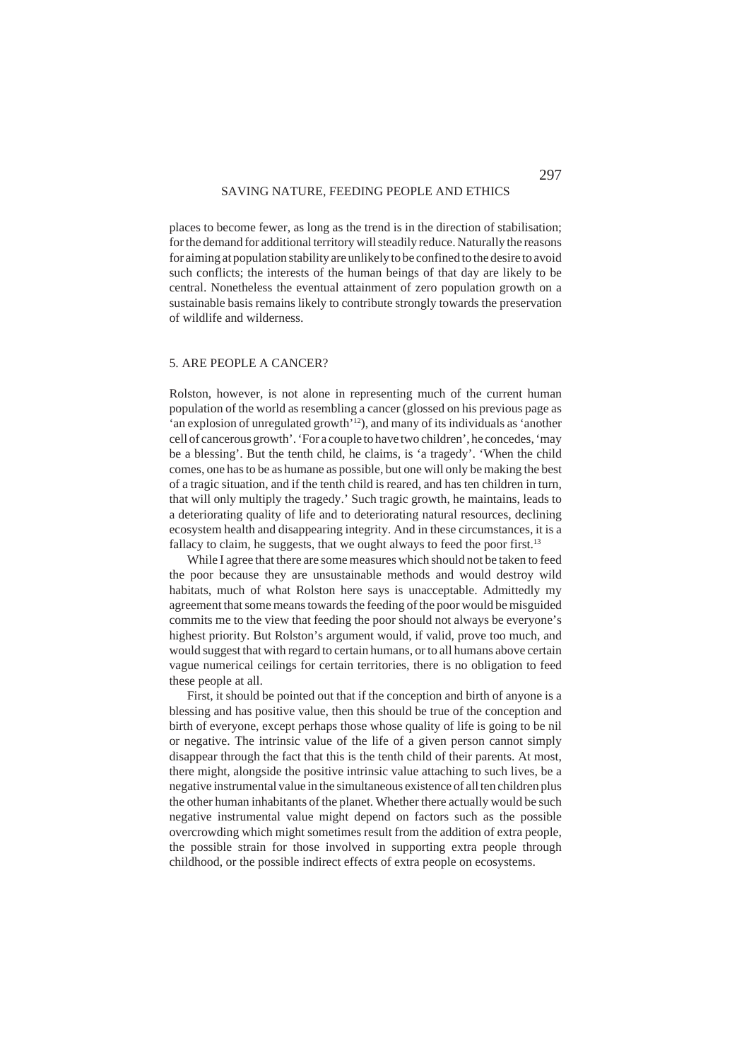places to become fewer, as long as the trend is in the direction of stabilisation; for the demand for additional territory will steadily reduce. Naturally the reasons for aiming at population stability are unlikely to be confined to the desire to avoid such conflicts; the interests of the human beings of that day are likely to be central. Nonetheless the eventual attainment of zero population growth on a sustainable basis remains likely to contribute strongly towards the preservation of wildlife and wilderness.

## 5. ARE PEOPLE A CANCER?

Rolston, however, is not alone in representing much of the current human population of the world as resembling a cancer (glossed on his previous page as 'an explosion of unregulated growth'[12]), and many of its individuals as 'another cell of cancerous growth'. 'For a couple to have two children', he concedes, 'may be a blessing'. But the tenth child, he claims, is 'a tragedy'. 'When the child comes, one has to be as humane as possible, but one will only be making the best of a tragic situation, and if the tenth child is reared, and has ten children in turn, that will only multiply the tragedy.' Such tragic growth, he maintains, leads to a deteriorating quality of life and to deteriorating natural resources, declining ecosystem health and disappearing integrity. And in these circumstances, it is a fallacy to claim, he suggests, that we ought always to feed the poor first.[13]

While I agree that there are some measures which should not be taken to feed the poor because they are unsustainable methods and would destroy wild habitats, much of what Rolston here says is unacceptable. Admittedly my agreement that some means towards the feeding of the poor would be misguided commits me to the view that feeding the poor should not always be everyone's highest priority. But Rolston's argument would, if valid, prove too much, and would suggest that with regard to certain humans, or to all humans above certain vague numerical ceilings for certain territories, there is no obligation to feed these people at all.

First, it should be pointed out that if the conception and birth of anyone is a blessing and has positive value, then this should be true of the conception and birth of everyone, except perhaps those whose quality of life is going to be nil or negative. The intrinsic value of the life of a given person cannot simply disappear through the fact that this is the tenth child of their parents. At most, there might, alongside the positive intrinsic value attaching to such lives, be a negative instrumental value in the simultaneous existence of all ten children plus the other human inhabitants of the planet. Whether there actually would be such negative instrumental value might depend on factors such as the possible overcrowding which might sometimes result from the addition of extra people, the possible strain for those involved in supporting extra people through childhood, or the possible indirect effects of extra people on ecosystems.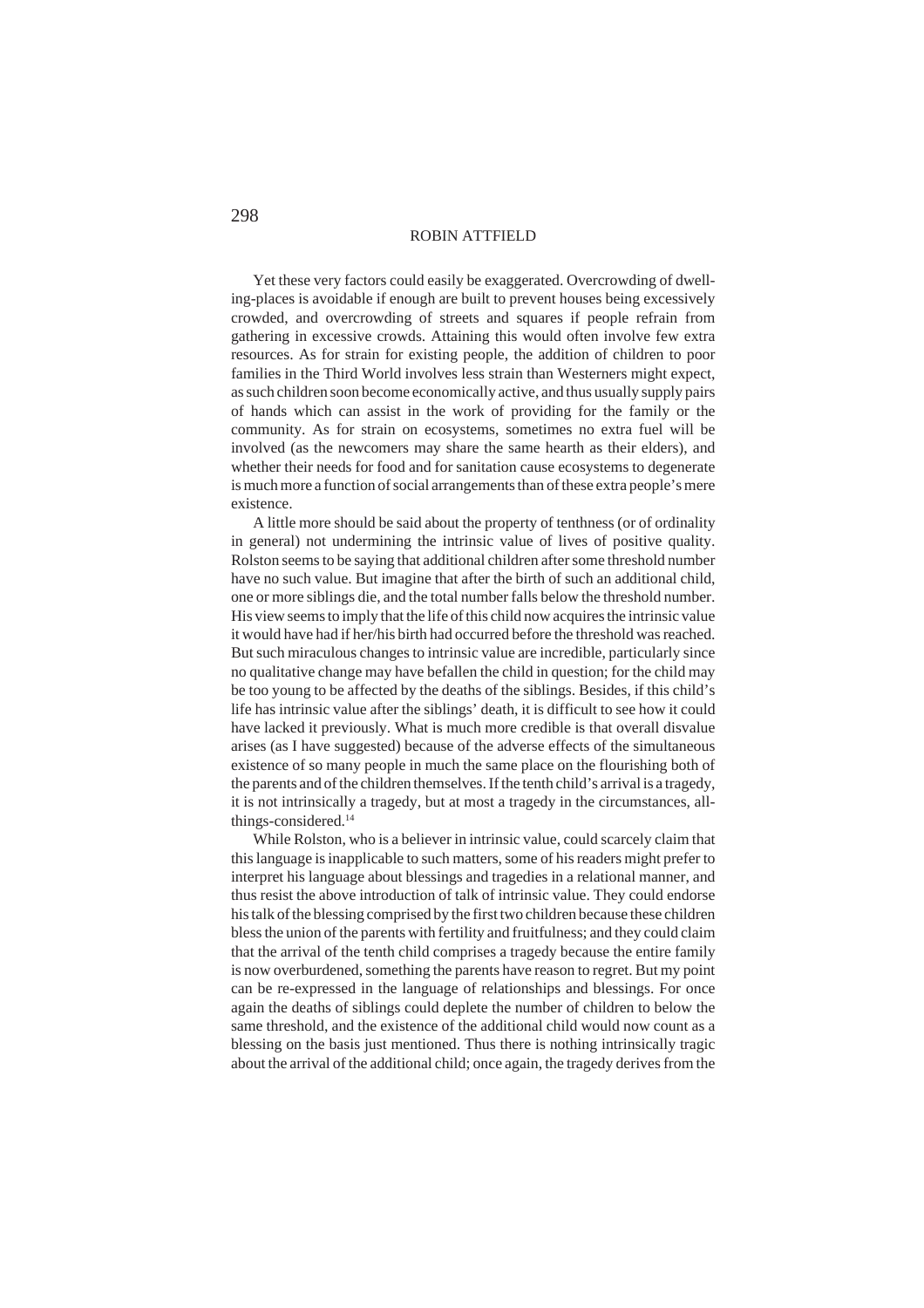Yet these very factors could easily be exaggerated. Overcrowding of dwelling-places is avoidable if enough are built to prevent houses being excessively crowded, and overcrowding of streets and squares if people refrain from gathering in excessive crowds. Attaining this would often involve few extra resources. As for strain for existing people, the addition of children to poor families in the Third World involves less strain than Westerners might expect, as such children soon become economically active, and thus usually supply pairs of hands which can assist in the work of providing for the family or the community. As for strain on ecosystems, sometimes no extra fuel will be involved (as the newcomers may share the same hearth as their elders), and whether their needs for food and for sanitation cause ecosystems to degenerate is much more a function of social arrangements than of these extra people's mere existence.

A little more should be said about the property of tenthness (or of ordinality in general) not undermining the intrinsic value of lives of positive quality. Rolston seems to be saying that additional children after some threshold number have no such value. But imagine that after the birth of such an additional child, one or more siblings die, and the total number falls below the threshold number. His view seems to imply that the life of this child now acquires the intrinsic value it would have had if her/his birth had occurred before the threshold was reached. But such miraculous changes to intrinsic value are incredible, particularly since no qualitative change may have befallen the child in question; for the child may be too young to be affected by the deaths of the siblings. Besides, if this child's life has intrinsic value after the siblings' death, it is difficult to see how it could have lacked it previously. What is much more credible is that overall disvalue arises (as I have suggested) because of the adverse effects of the simultaneous existence of so many people in much the same place on the flourishing both of the parents and of the children themselves. If the tenth child's arrival is a tragedy, it is not intrinsically a tragedy, but at most a tragedy in the circumstances, all-things-considered.[14]

While Rolston, who is a believer in intrinsic value, could scarcely claim that this language is inapplicable to such matters, some of his readers might prefer to interpret his language about blessings and tragedies in a relational manner, and thus resist the above introduction of talk of intrinsic value. They could endorse his talk of the blessing comprised by the first two children because these children bless the union of the parents with fertility and fruitfulness; and they could claim that the arrival of the tenth child comprises a tragedy because the entire family is now overburdened, something the parents have reason to regret. But my point can be re-expressed in the language of relationships and blessings. For once again the deaths of siblings could deplete the number of children to below the same threshold, and the existence of the additional child would now count as a blessing on the basis just mentioned. Thus there is nothing intrinsically tragic about the arrival of the additional child; once again, the tragedy derives from the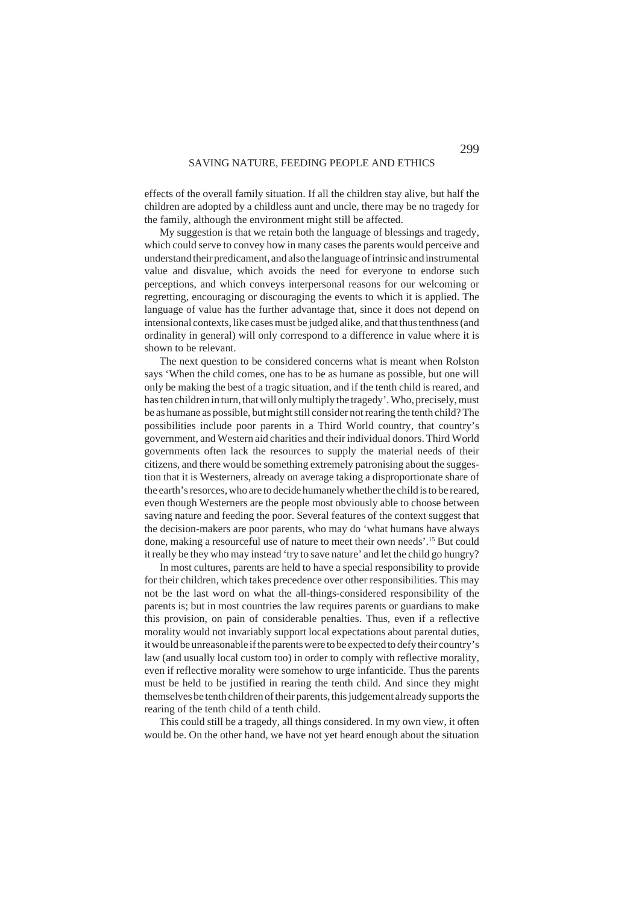effects of the overall family situation. If all the children stay alive, but half the children are adopted by a childless aunt and uncle, there may be no tragedy for the family, although the environment might still be affected.

My suggestion is that we retain both the language of blessings and tragedy, which could serve to convey how in many cases the parents would perceive and understand their predicament, and also the language of intrinsic and instrumental value and disvalue, which avoids the need for everyone to endorse such perceptions, and which conveys interpersonal reasons for our welcoming or regretting, encouraging or discouraging the events to which it is applied. The language of value has the further advantage that, since it does not depend on intensional contexts, like cases must be judged alike, and that thus tenthness (and ordinality in general) will only correspond to a difference in value where it is shown to be relevant.

The next question to be considered concerns what is meant when Rolston says 'When the child comes, one has to be as humane as possible, but one will only be making the best of a tragic situation, and if the tenth child is reared, and has ten children in turn, that will only multiply the tragedy'. Who, precisely, must be as humane as possible, but might still consider not rearing the tenth child? The possibilities include poor parents in a Third World country, that country's government, and Western aid charities and their individual donors. Third World governments often lack the resources to supply the material needs of their citizens, and there would be something extremely patronising about the suggestion that it is Westerners, already on average taking a disproportionate share of the earth's resorces, who are to decide humanely whether the child is to be reared, even though Westerners are the people most obviously able to choose between saving nature and feeding the poor. Several features of the context suggest that the decision-makers are poor parents, who may do 'what humans have always done, making a resourceful use of nature to meet their own needs'.[15] But could it really be they who may instead 'try to save nature' and let the child go hungry?

In most cultures, parents are held to have a special responsibility to provide for their children, which takes precedence over other responsibilities. This may not be the last word on what the all-things-considered responsibility of the parents is; but in most countries the law requires parents or guardians to make this provision, on pain of considerable penalties. Thus, even if a reflective morality would not invariably support local expectations about parental duties, it would be unreasonable if the parents were to be expected to defy their country's law (and usually local custom too) in order to comply with reflective morality, even if reflective morality were somehow to urge infanticide. Thus the parents must be held to be justified in rearing the tenth child. And since they might themselves be tenth children of their parents, this judgement already supports the rearing of the tenth child of a tenth child.

This could still be a tragedy, all things considered. In my own view, it often would be. On the other hand, we have not yet heard enough about the situation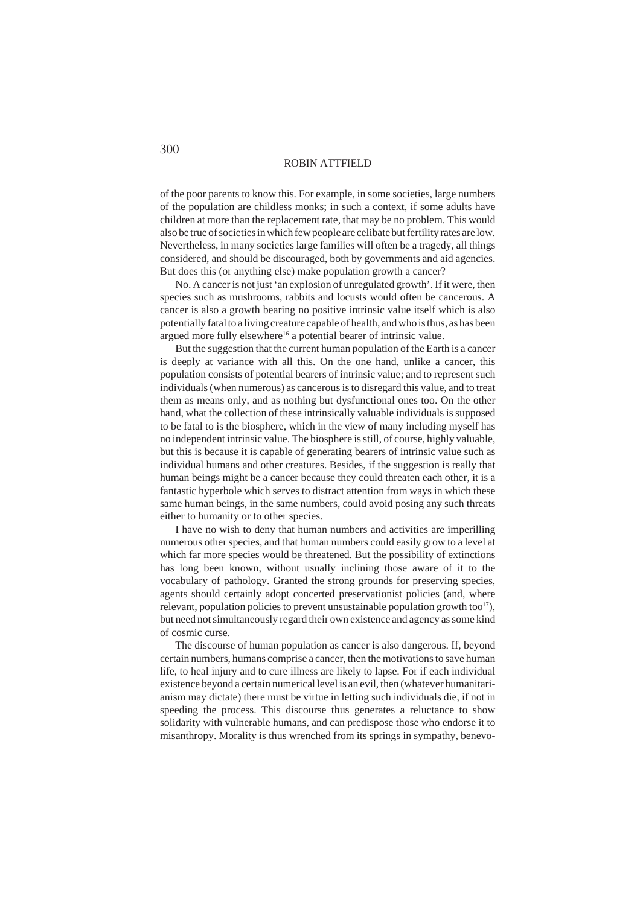of the poor parents to know this. For example, in some societies, large numbers of the population are childless monks; in such a context, if some adults have children at more than the replacement rate, that may be no problem. This would also be true of societies in which few people are celibate but fertility rates are low. Nevertheless, in many societies large families will often be a tragedy, all things considered, and should be discouraged, both by governments and aid agencies. But does this (or anything else) make population growth a cancer?

No. A cancer is not just 'an explosion of unregulated growth'. If it were, then species such as mushrooms, rabbits and locusts would often be cancerous. A cancer is also a growth bearing no positive intrinsic value itself which is also potentially fatal to a living creature capable of health, and who is thus, as has been argued more fully elsewhere[16] a potential bearer of intrinsic value.

But the suggestion that the current human population of the Earth is a cancer is deeply at variance with all this. On the one hand, unlike a cancer, this population consists of potential bearers of intrinsic value; and to represent such individuals (when numerous) as cancerous is to disregard this value, and to treat them as means only, and as nothing but dysfunctional ones too. On the other hand, what the collection of these intrinsically valuable individuals is supposed to be fatal to is the biosphere, which in the view of many including myself has no independent intrinsic value. The biosphere is still, of course, highly valuable, but this is because it is capable of generating bearers of intrinsic value such as individual humans and other creatures. Besides, if the suggestion is really that human beings might be a cancer because they could threaten each other, it is a fantastic hyperbole which serves to distract attention from ways in which these same human beings, in the same numbers, could avoid posing any such threats either to humanity or to other species.

I have no wish to deny that human numbers and activities are imperilling numerous other species, and that human numbers could easily grow to a level at which far more species would be threatened. But the possibility of extinctions has long been known, without usually inclining those aware of it to the vocabulary of pathology. Granted the strong grounds for preserving species, agents should certainly adopt concerted preservationist policies (and, where relevant, population policies to prevent unsustainable population growth too[17]), but need not simultaneously regard their own existence and agency as some kind of cosmic curse.

The discourse of human population as cancer is also dangerous. If, beyond certain numbers, humans comprise a cancer, then the motivations to save human life, to heal injury and to cure illness are likely to lapse. For if each individual existence beyond a certain numerical level is an evil, then (whatever humanitarianism may dictate) there must be virtue in letting such individuals die, if not in speeding the process. This discourse thus generates a reluctance to show solidarity with vulnerable humans, and can predispose those who endorse it to misanthropy. Morality is thus wrenched from its springs in sympathy, benevo-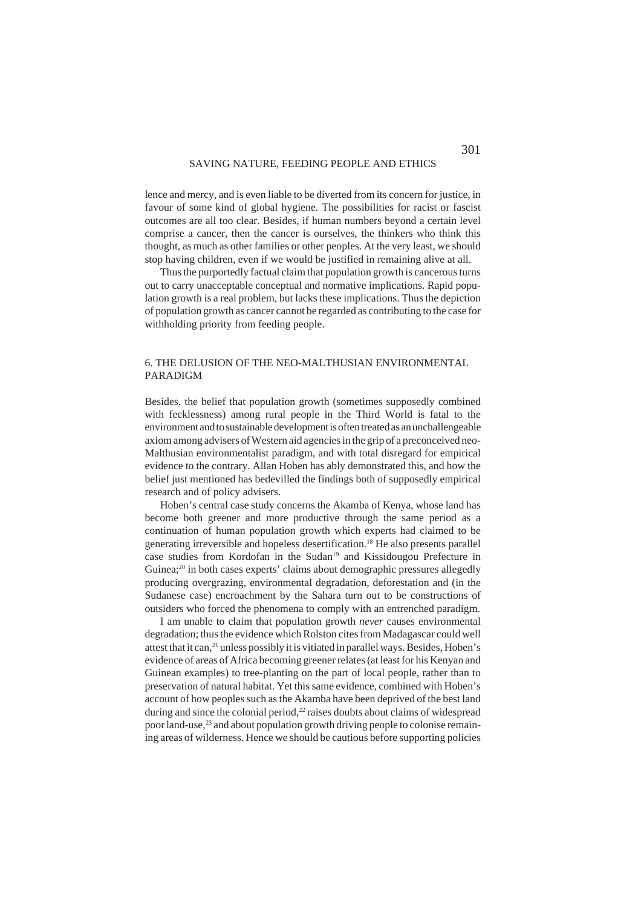lence and mercy, and is even liable to be diverted from its concern for justice, in favour of some kind of global hygiene. The possibilities for racist or fascist outcomes are all too clear. Besides, if human numbers beyond a certain level comprise a cancer, then the cancer is ourselves, the thinkers who think this thought, as much as other families or other peoples. At the very least, we should stop having children, even if we would be justified in remaining alive at all.

Thus the purportedly factual claim that population growth is cancerous turns out to carry unacceptable conceptual and normative implications. Rapid population growth is a real problem, but lacks these implications. Thus the depiction of population growth as cancer cannot be regarded as contributing to the case for withholding priority from feeding people.

## 6. THE DELUSION OF THE NEO-MALTHUSIAN ENVIRONMENTAL PARADIGM

Besides, the belief that population growth (sometimes supposedly combined with fecklessness) among rural people in the Third World is fatal to the environment and to sustainable development is often treated as an unchallengeable axiom among advisers of Western aid agencies in the grip of a preconceived neo-Malthusian environmentalist paradigm, and with total disregard for empirical evidence to the contrary. Allan Hoben has ably demonstrated this, and how the belief just mentioned has bedevilled the findings both of supposedly empirical research and of policy advisers.

Hoben's central case study concerns the Akamba of Kenya, whose land has become both greener and more productive through the same period as a continuation of human population growth which experts had claimed to be generating irreversible and hopeless desertification.[18] He also presents parallel case studies from Kordofan in the Sudan[19] and Kissidougou Prefecture in Guinea;[20] in both cases experts' claims about demographic pressures allegedly producing overgrazing, environmental degradation, deforestation and (in the Sudanese case) encroachment by the Sahara turn out to be constructions of outsiders who forced the phenomena to comply with an entrenched paradigm.

I am unable to claim that population growth *never* causes environmental degradation; thus the evidence which Rolston cites from Madagascar could well attest that it can,[21] unless possibly it is vitiated in parallel ways. Besides, Hoben's evidence of areas of Africa becoming greener relates (at least for his Kenyan and Guinean examples) to tree-planting on the part of local people, rather than to preservation of natural habitat. Yet this same evidence, combined with Hoben's account of how peoples such as the Akamba have been deprived of the best land during and since the colonial period,[22] raises doubts about claims of widespread poor land-use,[23] and about population growth driving people to colonise remaining areas of wilderness. Hence we should be cautious before supporting policies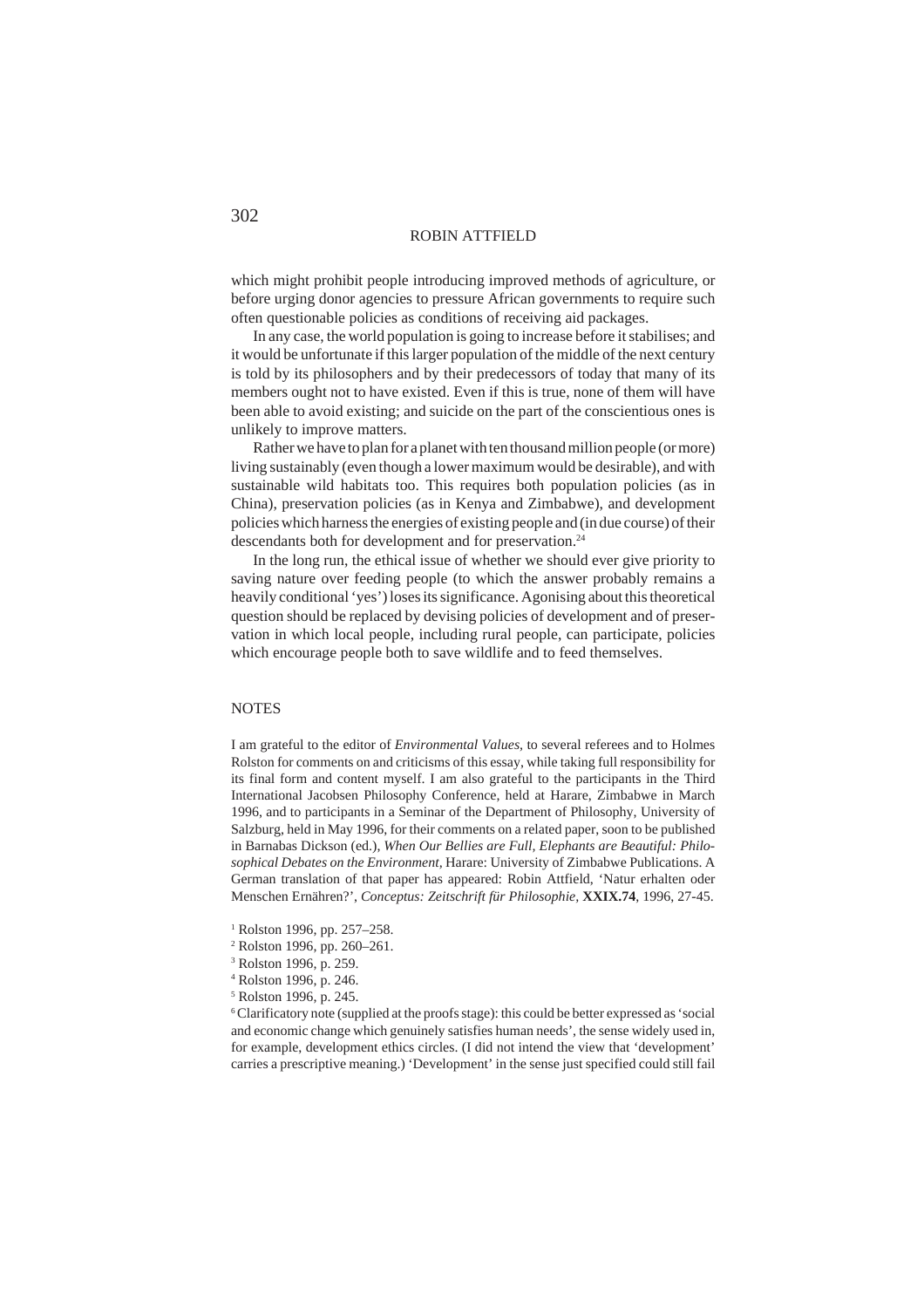which might prohibit people introducing improved methods of agriculture, or before urging donor agencies to pressure African governments to require such often questionable policies as conditions of receiving aid packages.

In any case, the world population is going to increase before it stabilises; and it would be unfortunate if this larger population of the middle of the next century is told by its philosophers and by their predecessors of today that many of its members ought not to have existed. Even if this is true, none of them will have been able to avoid existing; and suicide on the part of the conscientious ones is unlikely to improve matters.

Rather we have to plan for a planet with ten thousand million people (or more) living sustainably (even though a lower maximum would be desirable), and with sustainable wild habitats too. This requires both population policies (as in China), preservation policies (as in Kenya and Zimbabwe), and development policies which harness the energies of existing people and (in due course) of their descendants both for development and for preservation.[24]

In the long run, the ethical issue of whether we should ever give priority to saving nature over feeding people (to which the answer probably remains a heavily conditional 'yes') loses its significance. Agonising about this theoretical question should be replaced by devising policies of development and of preservation in which local people, including rural people, can participate, policies which encourage people both to save wildlife and to feed themselves.

## NOTES

I am grateful to the editor of *Environmental Values*, to several referees and to Holmes Rolston for comments on and criticisms of this essay, while taking full responsibility for its final form and content myself. I am also grateful to the participants in the Third International Jacobsen Philosophy Conference, held at Harare, Zimbabwe in March 1996, and to participants in a Seminar of the Department of Philosophy, University of Salzburg, held in May 1996, for their comments on a related paper, soon to be published in Barnabas Dickson (ed.), *When Our Bellies are Full, Elephants are Beautiful: Philosophical Debates on the Environment*, Harare: University of Zimbabwe Publications. A German translation of that paper has appeared: Robin Attfield, 'Natur erhalten oder Menschen Ernähren?', *Conceptus: Zeitschrift für Philosophie*, **XXIX.74**, 1996, 27-45.

[1] Rolston 1996, pp. 257–258.
[2] Rolston 1996, pp. 260–261.
[3] Rolston 1996, p. 259.
[4] Rolston 1996, p. 246.
[5] Rolston 1996, p. 245.
[6] Clarificatory note (supplied at the proofs stage): this could be better expressed as 'social and economic change which genuinely satisfies human needs', the sense widely used in, for example, development ethics circles. (I did not intend the view that 'development' carries a prescriptive meaning.) 'Development' in the sense just specified could still fail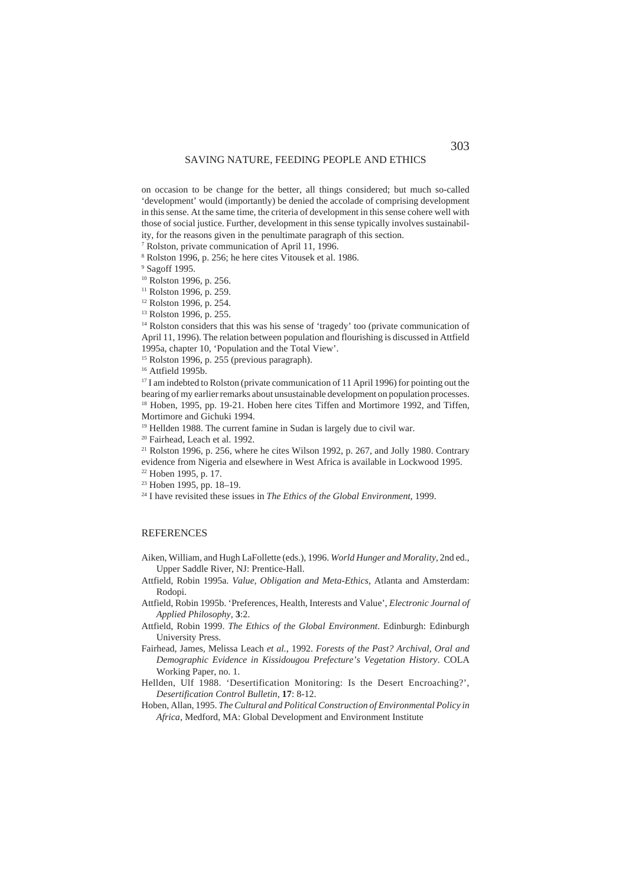on occasion to be change for the better, all things considered; but much so-called 'development' would (importantly) be denied the accolade of comprising development in this sense. At the same time, the criteria of development in this sense cohere well with those of social justice. Further, development in this sense typically involves sustainability, for the reasons given in the penultimate paragraph of this section.

[7] Rolston, private communication of April 11, 1996.

[8] Rolston 1996, p. 256; he here cites Vitousek et al. 1986.

[9] Sagoff 1995.

[10] Rolston 1996, p. 256.

[11] Rolston 1996, p. 259.

[12] Rolston 1996, p. 254.

[13] Rolston 1996, p. 255.

[14] Rolston considers that this was his sense of 'tragedy' too (private communication of April 11, 1996). The relation between population and flourishing is discussed in Attfield 1995a, chapter 10, 'Population and the Total View'.

[15] Rolston 1996, p. 255 (previous paragraph).

[16] Attfield 1995b.

[17] I am indebted to Rolston (private communication of 11 April 1996) for pointing out the bearing of my earlier remarks about unsustainable development on population processes.

[18] Hoben, 1995, pp. 19-21. Hoben here cites Tiffen and Mortimore 1992, and Tiffen, Mortimore and Gichuki 1994.

[19] Hellden 1988. The current famine in Sudan is largely due to civil war.

[20] Fairhead, Leach et al. 1992.

[21] Rolston 1996, p. 256, where he cites Wilson 1992, p. 267, and Jolly 1980. Contrary evidence from Nigeria and elsewhere in West Africa is available in Lockwood 1995.

[22] Hoben 1995, p. 17.

[23] Hoben 1995, pp. 18–19.

[24] I have revisited these issues in *The Ethics of the Global Environment*, 1999.

## REFERENCES

Aiken, William, and Hugh LaFollette (eds.), 1996. *World Hunger and Morality*, 2nd ed., Upper Saddle River, NJ: Prentice-Hall.

Attfield, Robin 1995a. *Value, Obligation and Meta-Ethics*, Atlanta and Amsterdam: Rodopi.

Attfield, Robin 1995b. 'Preferences, Health, Interests and Value', *Electronic Journal of Applied Philosophy*, **3**:2.

Attfield, Robin 1999. *The Ethics of the Global Environment*. Edinburgh: Edinburgh University Press.

Fairhead, James, Melissa Leach *et al.*, 1992. *Forests of the Past? Archival, Oral and Demographic Evidence in Kissidougou Prefecture's Vegetation History*. COLA Working Paper, no. 1.

Hellden, Ulf 1988. 'Desertification Monitoring: Is the Desert Encroaching?', *Desertification Control Bulletin*, **17**: 8-12.

Hoben, Allan, 1995. *The Cultural and Political Construction of Environmental Policy in Africa*, Medford, MA: Global Development and Environment Institute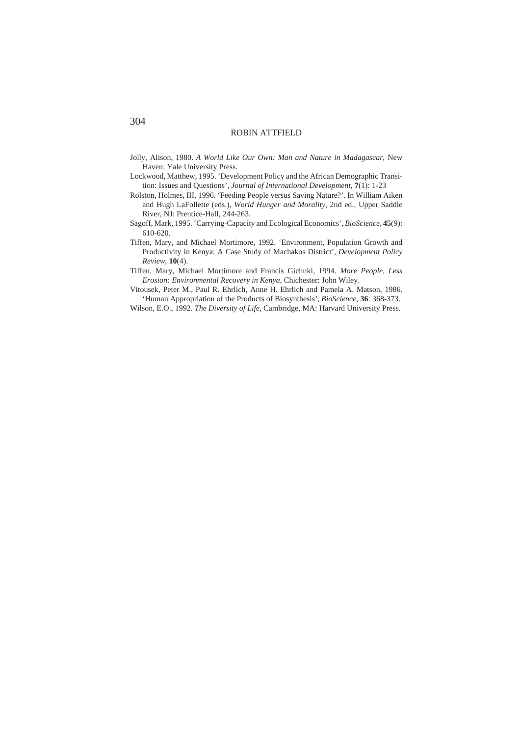Jolly, Alison, 1980. *A World Like Our Own: Man and Nature in Madagascar*, New Haven: Yale University Press.

Lockwood, Matthew, 1995. 'Development Policy and the African Demographic Transition: Issues and Questions', *Journal of International Development*, **7**(1): 1-23

Rolston, Holmes, III, 1996. 'Feeding People versus Saving Nature?'. In William Aiken and Hugh LaFollette (eds.), *World Hunger and Morality*, 2nd ed., Upper Saddle River, NJ: Prentice-Hall, 244-263.

Sagoff, Mark, 1995. 'Carrying-Capacity and Ecological Economics', *BioScience*, **45**(9): 610-620.

Tiffen, Mary, and Michael Mortimore, 1992. 'Environment, Population Growth and Productivity in Kenya: A Case Study of Machakos District', *Development Policy Review*, **10**(4).

Tiffen, Mary, Michael Mortimore and Francis Gichuki, 1994. *More People, Less Erosion: Environmental Recovery in Kenya*, Chichester: John Wiley.

Vitousek, Peter M., Paul R. Ehrlich, Anne H. Ehrlich and Pamela A. Matson, 1986. 'Human Appropriation of the Products of Biosynthesis', *BioScience*, **36**: 368-373.

Wilson, E.O., 1992. *The Diversity of Life*, Cambridge, MA: Harvard University Press.